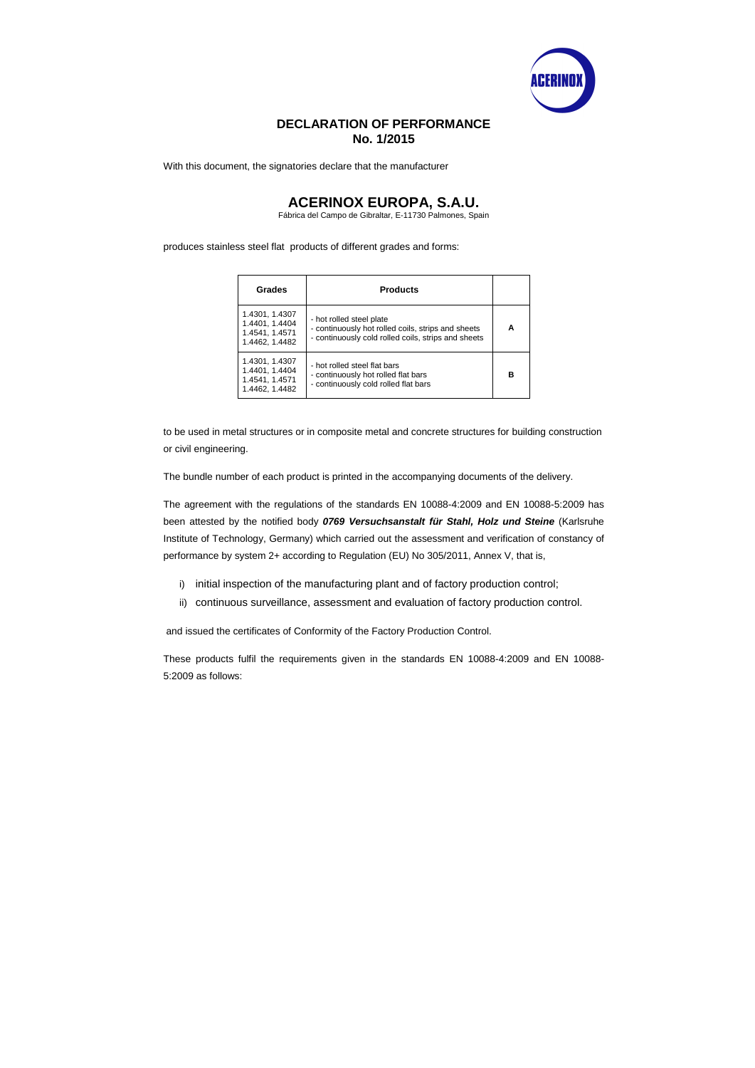# DECLARATION OF PERFORMANCE
## No. 1/2015

With this document, the signatories declare that the manufacturer

## ACERINOX EUROPA, S.A.U.

Fábrica del Campo de Gibraltar, E-11730 Palmones, Spain

produces stainless steel flat products of different grades and forms:

| Grades | Products | |
|---|---|---|
| 1.4301, 1.4307<br>1.4401, 1.4404<br>1.4541, 1.4571<br>1.4462, 1.4482 | - hot rolled steel plate<br>- continuously hot rolled coils, strips and sheets<br>- continuously cold rolled coils, strips and sheets | **A** |
| 1.4301, 1.4307<br>1.4401, 1.4404<br>1.4541, 1.4571<br>1.4462, 1.4482 | - hot rolled steel flat bars<br>- continuously hot rolled flat bars<br>- continuously cold rolled flat bars | **B** |

to be used in metal structures or in composite metal and concrete structures for building construction or civil engineering.

The bundle number of each product is printed in the accompanying documents of the delivery.

The agreement with the regulations of the standards EN 10088-4:2009 and EN 10088-5:2009 has been attested by the notified body ***0769 Versuchsanstalt für Stahl, Holz und Steine*** (Karlsruhe Institute of Technology, Germany) which carried out the assessment and verification of constancy of performance by system 2+ according to Regulation (EU) No 305/2011, Annex V, that is,

i) initial inspection of the manufacturing plant and of factory production control;
ii) continuous surveillance, assessment and evaluation of factory production control.

and issued the certificates of Conformity of the Factory Production Control.

These products fulfil the requirements given in the standards EN 10088-4:2009 and EN 10088-5:2009 as follows: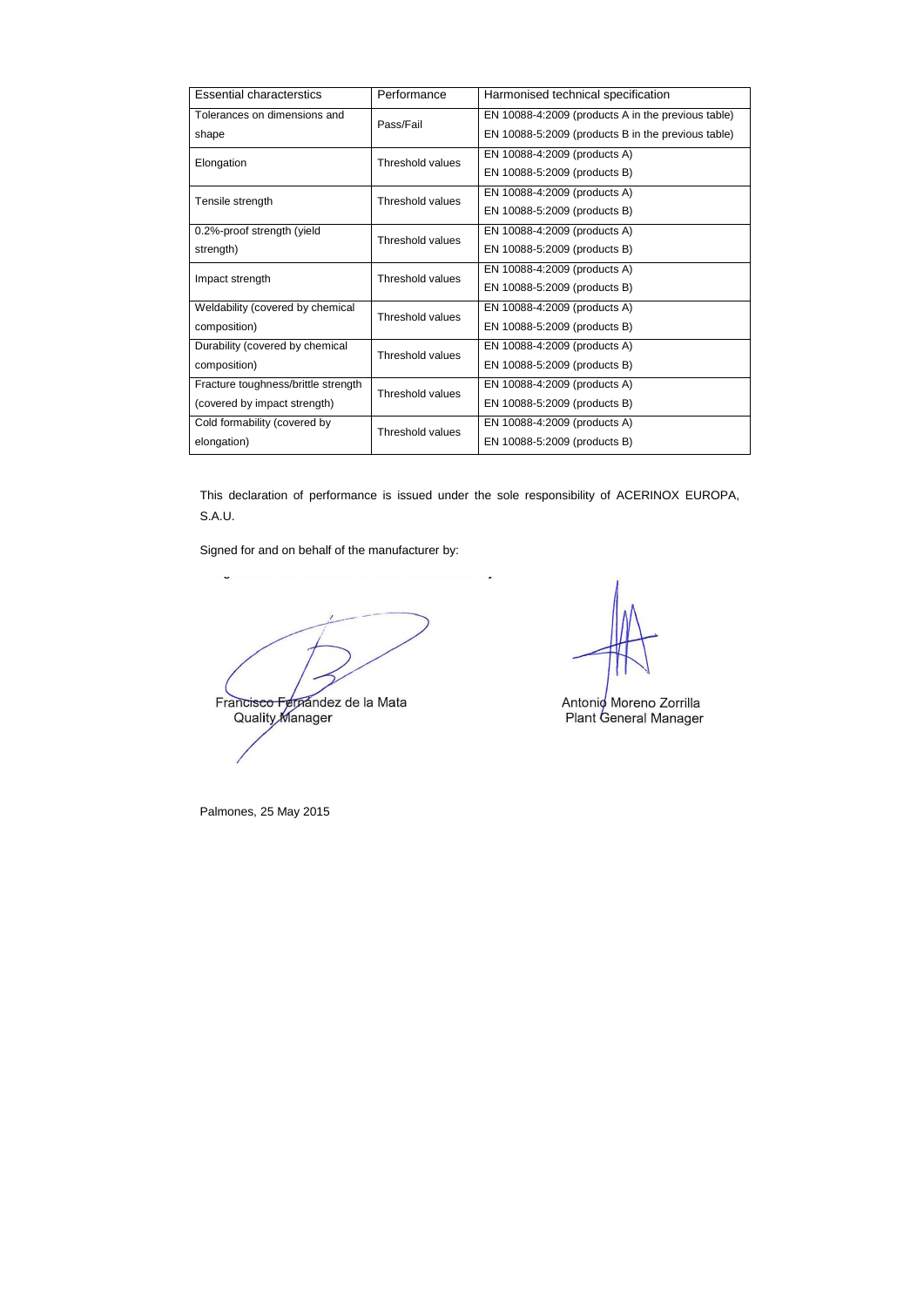| Essential characterstics | Performance | Harmonised technical specification |
|---|---|---|
| Tolerances on dimensions and shape | Pass/Fail | EN 10088-4:2009 (products A in the previous table)<br>EN 10088-5:2009 (products B in the previous table) |
| Elongation | Threshold values | EN 10088-4:2009 (products A)<br>EN 10088-5:2009 (products B) |
| Tensile strength | Threshold values | EN 10088-4:2009 (products A)<br>EN 10088-5:2009 (products B) |
| 0.2%-proof strength (yield strength) | Threshold values | EN 10088-4:2009 (products A)<br>EN 10088-5:2009 (products B) |
| Impact strength | Threshold values | EN 10088-4:2009 (products A)<br>EN 10088-5:2009 (products B) |
| Weldability (covered by chemical composition) | Threshold values | EN 10088-4:2009 (products A)<br>EN 10088-5:2009 (products B) |
| Durability (covered by chemical composition) | Threshold values | EN 10088-4:2009 (products A)<br>EN 10088-5:2009 (products B) |
| Fracture toughness/brittle strength (covered by impact strength) | Threshold values | EN 10088-4:2009 (products A)<br>EN 10088-5:2009 (products B) |
| Cold formability (covered by elongation) | Threshold values | EN 10088-4:2009 (products A)<br>EN 10088-5:2009 (products B) |

This declaration of performance is issued under the sole responsibility of ACERINOX EUROPA, S.A.U.

Signed for and on behalf of the manufacturer by:

Francisco Fernández de la Mata
Quality Manager

Antonio Moreno Zorrilla
Plant General Manager

Palmones, 25 May 2015